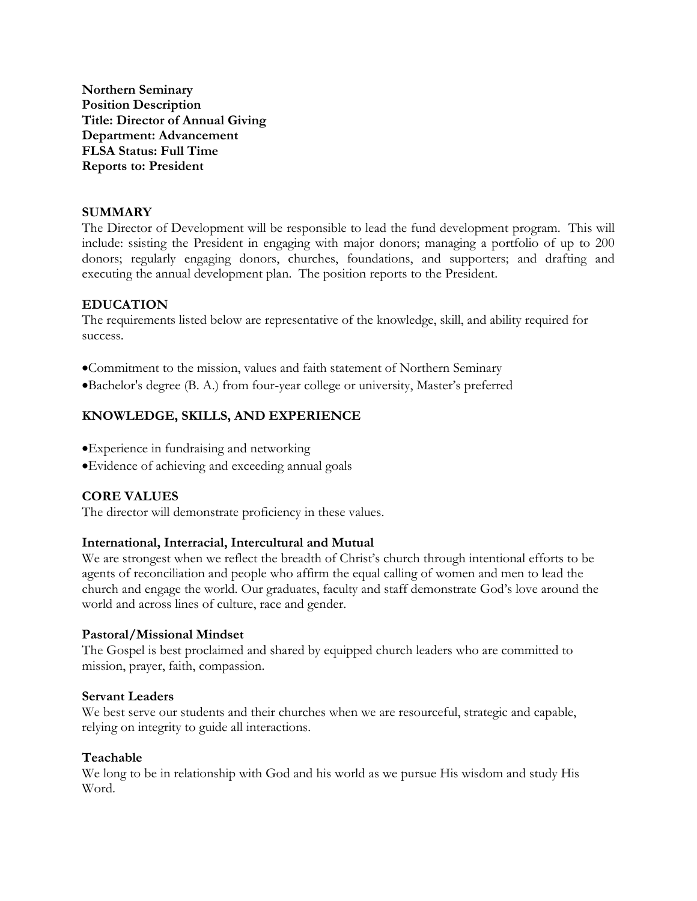**Northern Seminary**
**Position Description**
**Title: Director of Annual Giving**
**Department: Advancement**
**FLSA Status: Full Time**
**Reports to: President**

## SUMMARY

The Director of Development will be responsible to lead the fund development program. This will include: ssisting the President in engaging with major donors; managing a portfolio of up to 200 donors; regularly engaging donors, churches, foundations, and supporters; and drafting and executing the annual development plan. The position reports to the President.

## EDUCATION

The requirements listed below are representative of the knowledge, skill, and ability required for success.

- Commitment to the mission, values and faith statement of Northern Seminary
- Bachelor's degree (B. A.) from four-year college or university, Master's preferred

## KNOWLEDGE, SKILLS, AND EXPERIENCE

- Experience in fundraising and networking
- Evidence of achieving and exceeding annual goals

## CORE VALUES

The director will demonstrate proficiency in these values.

### International, Interracial, Intercultural and Mutual

We are strongest when we reflect the breadth of Christ's church through intentional efforts to be agents of reconciliation and people who affirm the equal calling of women and men to lead the church and engage the world. Our graduates, faculty and staff demonstrate God's love around the world and across lines of culture, race and gender.

### Pastoral/Missional Mindset

The Gospel is best proclaimed and shared by equipped church leaders who are committed to mission, prayer, faith, compassion.

### Servant Leaders

We best serve our students and their churches when we are resourceful, strategic and capable, relying on integrity to guide all interactions.

### Teachable

We long to be in relationship with God and his world as we pursue His wisdom and study His Word.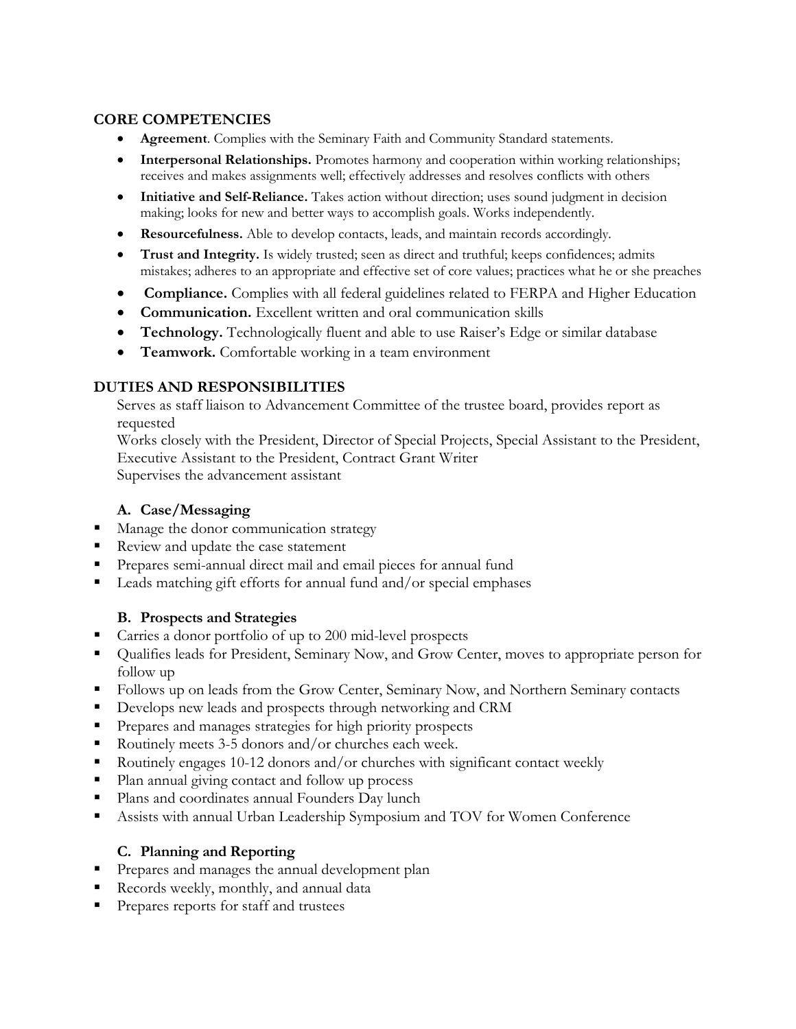## CORE COMPETENCIES

- **Agreement**. Complies with the Seminary Faith and Community Standard statements.
- **Interpersonal Relationships.** Promotes harmony and cooperation within working relationships; receives and makes assignments well; effectively addresses and resolves conflicts with others
- **Initiative and Self-Reliance.** Takes action without direction; uses sound judgment in decision making; looks for new and better ways to accomplish goals. Works independently.
- **Resourcefulness.** Able to develop contacts, leads, and maintain records accordingly.
- **Trust and Integrity.** Is widely trusted; seen as direct and truthful; keeps confidences; admits mistakes; adheres to an appropriate and effective set of core values; practices what he or she preaches
- **Compliance.** Complies with all federal guidelines related to FERPA and Higher Education
- **Communication.** Excellent written and oral communication skills
- **Technology.** Technologically fluent and able to use Raiser's Edge or similar database
- **Teamwork.** Comfortable working in a team environment

## DUTIES AND RESPONSIBILITIES

Serves as staff liaison to Advancement Committee of the trustee board, provides report as requested

Works closely with the President, Director of Special Projects, Special Assistant to the President, Executive Assistant to the President, Contract Grant Writer

Supervises the advancement assistant

### A. Case/Messaging

- Manage the donor communication strategy
- Review and update the case statement
- Prepares semi-annual direct mail and email pieces for annual fund
- Leads matching gift efforts for annual fund and/or special emphases

### B. Prospects and Strategies

- Carries a donor portfolio of up to 200 mid-level prospects
- Qualifies leads for President, Seminary Now, and Grow Center, moves to appropriate person for follow up
- Follows up on leads from the Grow Center, Seminary Now, and Northern Seminary contacts
- Develops new leads and prospects through networking and CRM
- Prepares and manages strategies for high priority prospects
- Routinely meets 3-5 donors and/or churches each week.
- Routinely engages 10-12 donors and/or churches with significant contact weekly
- Plan annual giving contact and follow up process
- Plans and coordinates annual Founders Day lunch
- Assists with annual Urban Leadership Symposium and TOV for Women Conference

### C. Planning and Reporting

- Prepares and manages the annual development plan
- Records weekly, monthly, and annual data
- Prepares reports for staff and trustees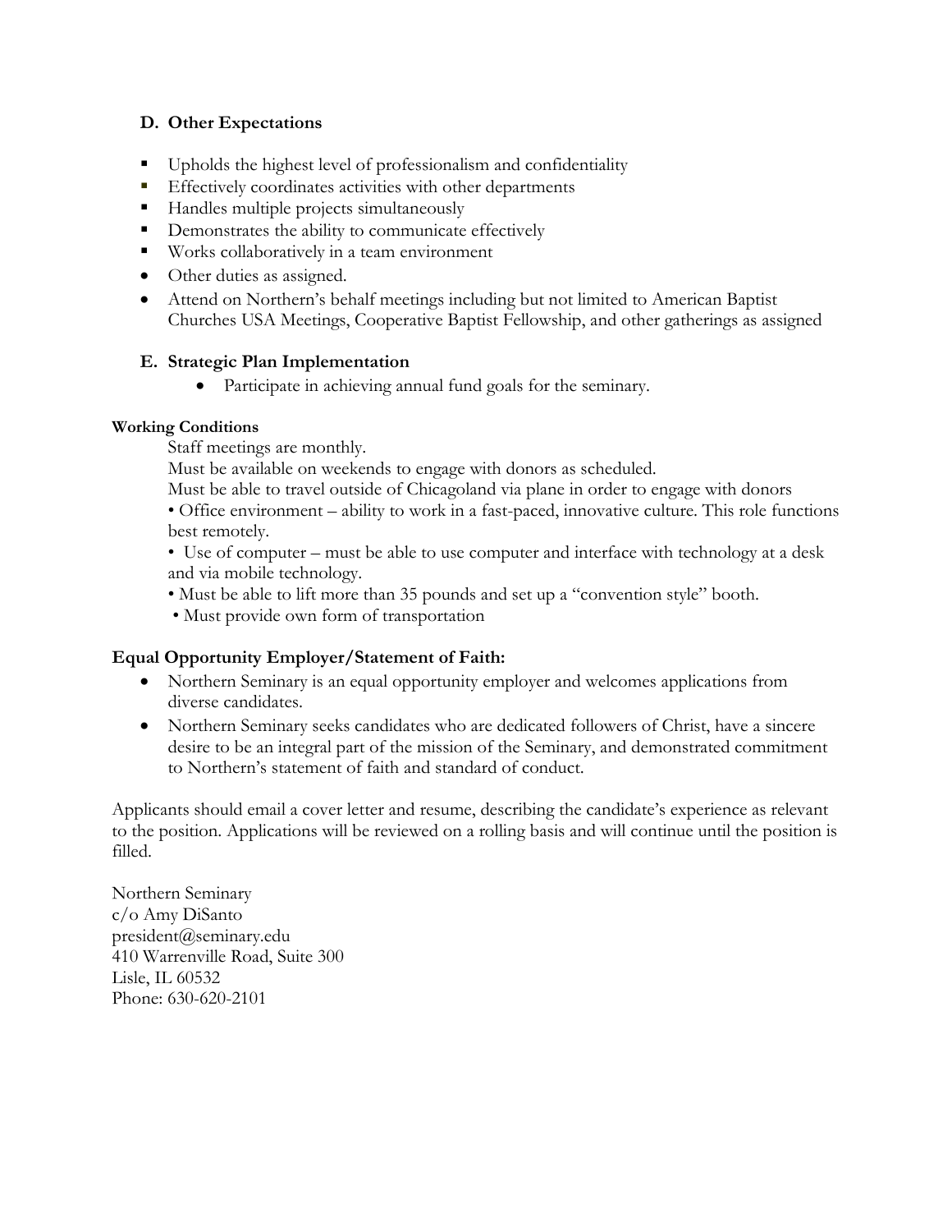### D. Other Expectations

- Upholds the highest level of professionalism and confidentiality
- Effectively coordinates activities with other departments
- Handles multiple projects simultaneously
- Demonstrates the ability to communicate effectively
- Works collaboratively in a team environment
- Other duties as assigned.
- Attend on Northern's behalf meetings including but not limited to American Baptist Churches USA Meetings, Cooperative Baptist Fellowship, and other gatherings as assigned

### E. Strategic Plan Implementation

- Participate in achieving annual fund goals for the seminary.

**Working Conditions**

Staff meetings are monthly.

Must be available on weekends to engage with donors as scheduled.

Must be able to travel outside of Chicagoland via plane in order to engage with donors

- Office environment – ability to work in a fast-paced, innovative culture. This role functions best remotely.
- Use of computer – must be able to use computer and interface with technology at a desk and via mobile technology.
- Must be able to lift more than 35 pounds and set up a "convention style" booth.
- Must provide own form of transportation

### Equal Opportunity Employer/Statement of Faith:

- Northern Seminary is an equal opportunity employer and welcomes applications from diverse candidates.
- Northern Seminary seeks candidates who are dedicated followers of Christ, have a sincere desire to be an integral part of the mission of the Seminary, and demonstrated commitment to Northern's statement of faith and standard of conduct.

Applicants should email a cover letter and resume, describing the candidate's experience as relevant to the position. Applications will be reviewed on a rolling basis and will continue until the position is filled.

Northern Seminary
c/o Amy DiSanto
president@seminary.edu
410 Warrenville Road, Suite 300
Lisle, IL 60532
Phone: 630-620-2101